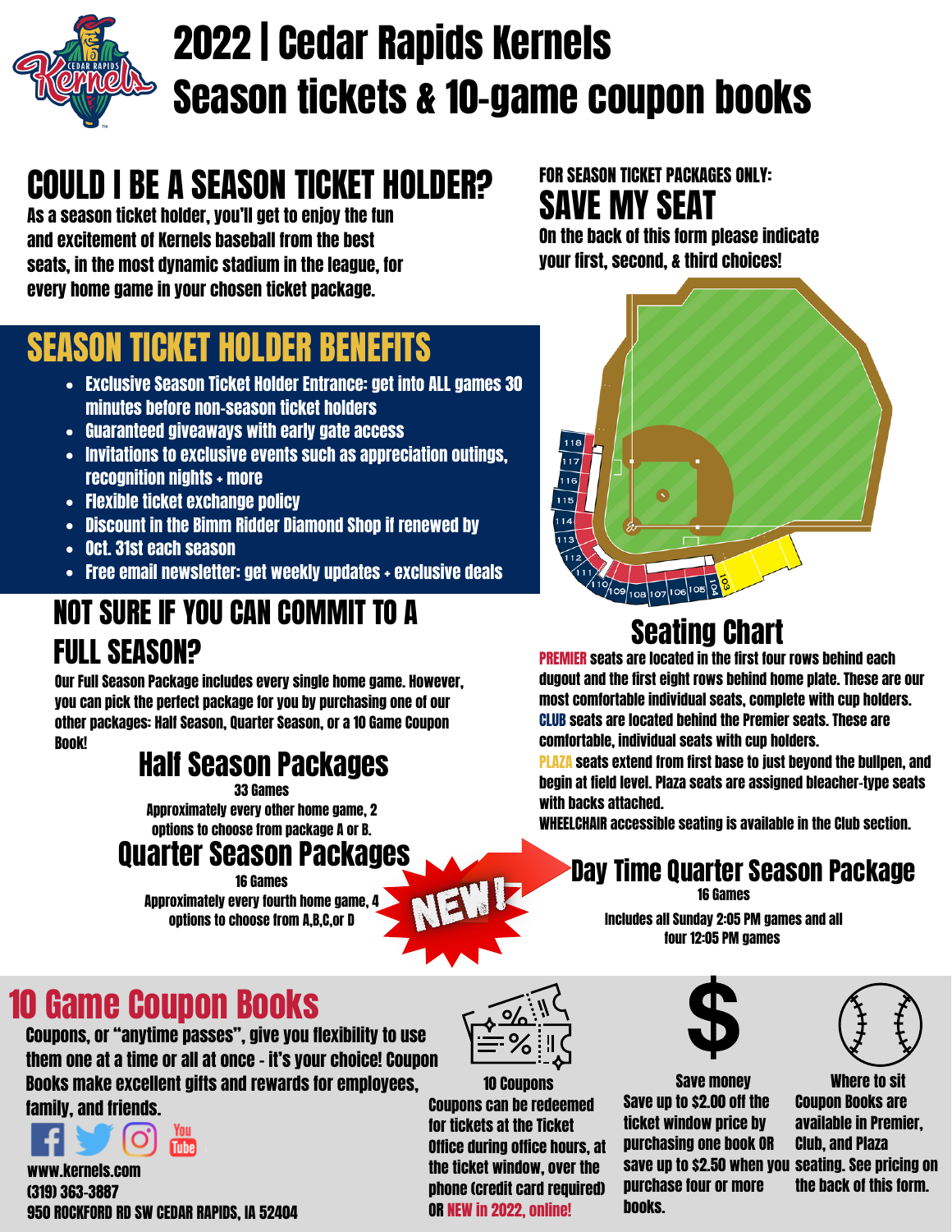# 2022 | Cedar Rapids Kernels Season tickets & 10-game coupon books

## COULD I BE A SEASON TICKET HOLDER?

As a season ticket holder, you'll get to enjoy the fun and excitement of Kernels baseball from the best seats, in the most dynamic stadium in the league, for every home game in your chosen ticket package.

## SEASON TICKET HOLDER BENEFITS

- Exclusive Season Ticket Holder Entrance: get into ALL games 30 minutes before non-season ticket holders
- Guaranteed giveaways with early gate access
- Invitations to exclusive events such as appreciation outings, recognition nights + more
- Flexible ticket exchange policy
- Discount in the Bimm Ridder Diamond Shop if renewed by
- Oct. 31st each season
- Free email newsletter: get weekly updates + exclusive deals

## NOT SURE IF YOU CAN COMMIT TO A FULL SEASON?

Our Full Season Package includes every single home game. However, you can pick the perfect package for you by purchasing one of our other packages: Half Season, Quarter Season, or a 10 Game Coupon Book!

### Half Season Packages

33 Games
Approximately every other home game, 2 options to choose from package A or B.

### Quarter Season Packages

16 Games
Approximately every fourth home game, 4 options to choose from A,B,C,or D

FOR SEASON TICKET PACKAGES ONLY:

## SAVE MY SEAT

On the back of this form please indicate your first, second, & third choices!

118 117 116 115 114 113 112 111 110 109 108 107 106 105 104 103

### Seating Chart

**PREMIER** seats are located in the first four rows behind each dugout and the first eight rows behind home plate. These are our most comfortable individual seats, complete with cup holders.
**CLUB** seats are located behind the Premier seats. These are comfortable, individual seats with cup holders.
**PLAZA** seats extend from first base to just beyond the bullpen, and begin at field level. Plaza seats are assigned bleacher-type seats with backs attached.
WHEELCHAIR accessible seating is available in the Club section.

NEW!

### Day Time Quarter Season Package

16 Games
Includes all Sunday 2:05 PM games and all four 12:05 PM games

## 10 Game Coupon Books

Coupons, or "anytime passes", give you flexibility to use them one at a time or all at once - it's your choice! Coupon Books make excellent gifts and rewards for employees, family, and friends.

www.kernels.com
(319) 363-3887
950 ROCKFORD RD SW CEDAR RAPIDS, IA 52404

**10 Coupons**
Coupons can be redeemed for tickets at the Ticket Office during office hours, at the ticket window, over the phone (credit card required) OR NEW in 2022, online!

**Save money**
Save up to $2.00 off the ticket window price by purchasing one book OR save up to $2.50 when you purchase four or more books.

**Where to sit**
Coupon Books are available in Premier, Club, and Plaza seating. See pricing on the back of this form.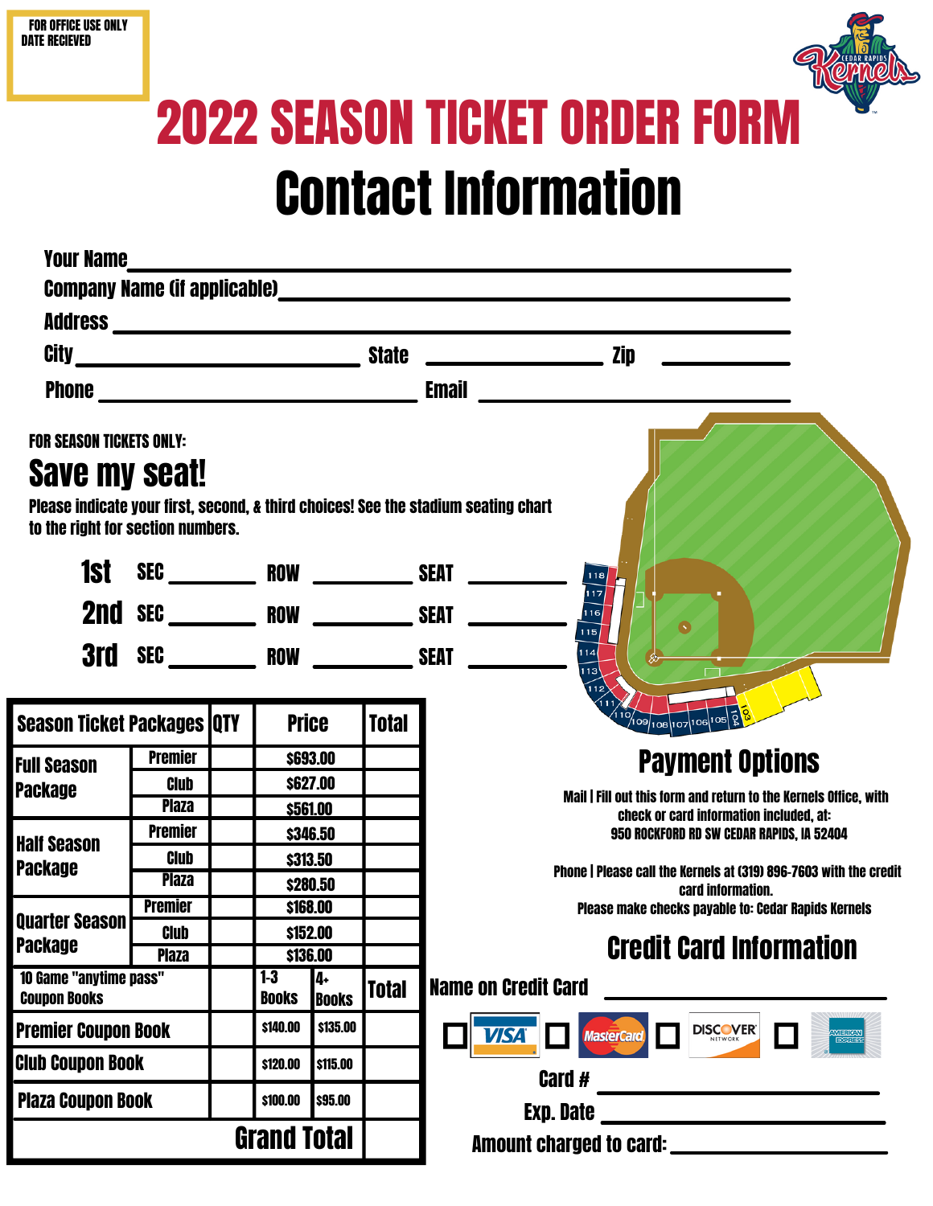FOR OFFICE USE ONLY
DATE RECIEVED

# 2022 SEASON TICKET ORDER FORM

## Contact Information

Your Name ____________________

Company Name (if applicable) ____________________

Address ____________________

City ____________ State ____________ Zip ____________

Phone ____________ Email ____________

FOR SEASON TICKETS ONLY:

## Save my seat!

Please indicate your first, second, & third choices! See the stadium seating chart to the right for section numbers.

1st SEC ________ ROW ________ SEAT ________

2nd SEC ________ ROW ________ SEAT ________

3rd SEC ________ ROW ________ SEAT ________

118
117
116
115
114
113
112
111
110
109
108
107
106
105
104
103

| Season Ticket Packages | | QTY | Price | | Total |
|---|---|---|---|---|---|
| Full Season Package | Premier | | $693.00 | | |
| | Club | | $627.00 | | |
| | Plaza | | $561.00 | | |
| Half Season Package | Premier | | $346.50 | | |
| | Club | | $313.50 | | |
| | Plaza | | $280.50 | | |
| Quarter Season Package | Premier | | $168.00 | | |
| | Club | | $152.00 | | |
| | Plaza | | $136.00 | | |
| 10 Game "anytime pass" Coupon Books | | | 1-3 Books | 4+ Books | Total |
| Premier Coupon Book | | | $140.00 | $135.00 | |
| Club Coupon Book | | | $120.00 | $115.00 | |
| Plaza Coupon Book | | | $100.00 | $95.00 | |
| Grand Total | | | | | |

## Payment Options

Mail | Fill out this form and return to the Kernels Office, with check or card information included, at:
950 ROCKFORD RD SW CEDAR RAPIDS, IA 52404

Phone | Please call the Kernels at (319) 896-7603 with the credit card information.
Please make checks payable to: Cedar Rapids Kernels

## Credit Card Information

Name on Credit Card ____________________

☐ VISA ☐ MasterCard ☐ DISCOVER ☐ AMERICAN EXPRESS

Card # ____________________

Exp. Date ____________________

Amount charged to card: ____________________